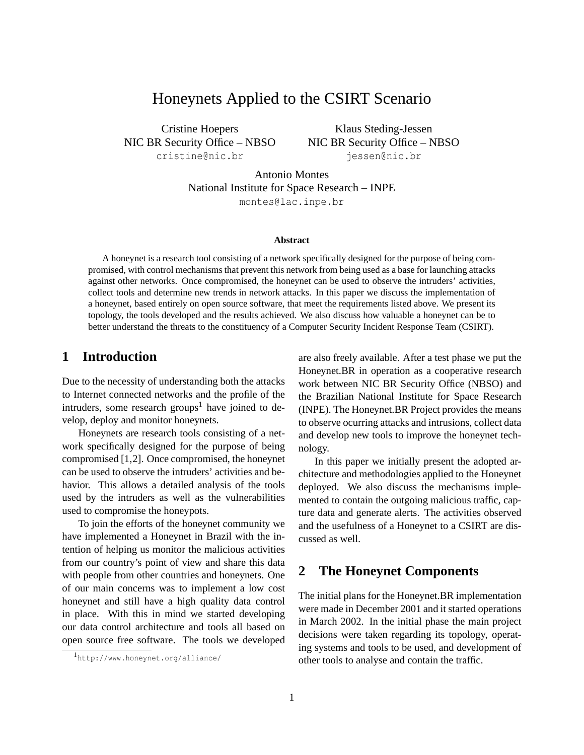# Honeynets Applied to the CSIRT Scenario

Cristine Hoepers
NIC BR Security Office – NBSO
cristine@nic.br

Klaus Steding-Jessen
NIC BR Security Office – NBSO
jessen@nic.br

Antonio Montes
National Institute for Space Research – INPE
montes@lac.inpe.br

### Abstract

A honeynet is a research tool consisting of a network specifically designed for the purpose of being compromised, with control mechanisms that prevent this network from being used as a base for launching attacks against other networks. Once compromised, the honeynet can be used to observe the intruders' activities, collect tools and determine new trends in network attacks. In this paper we discuss the implementation of a honeynet, based entirely on open source software, that meet the requirements listed above. We present its topology, the tools developed and the results achieved. We also discuss how valuable a honeynet can be to better understand the threats to the constituency of a Computer Security Incident Response Team (CSIRT).

## 1 Introduction

Due to the necessity of understanding both the attacks to Internet connected networks and the profile of the intruders, some research groups[1] have joined to develop, deploy and monitor honeynets.

Honeynets are research tools consisting of a network specifically designed for the purpose of being compromised [1,2]. Once compromised, the honeynet can be used to observe the intruders' activities and behavior. This allows a detailed analysis of the tools used by the intruders as well as the vulnerabilities used to compromise the honeypots.

To join the efforts of the honeynet community we have implemented a Honeynet in Brazil with the intention of helping us monitor the malicious activities from our country's point of view and share this data with people from other countries and honeynets. One of our main concerns was to implement a low cost honeynet and still have a high quality data control in place. With this in mind we started developing our data control architecture and tools all based on open source free software. The tools we developed are also freely available. After a test phase we put the Honeynet.BR in operation as a cooperative research work between NIC BR Security Office (NBSO) and the Brazilian National Institute for Space Research (INPE). The Honeynet.BR Project provides the means to observe ocurring attacks and intrusions, collect data and develop new tools to improve the honeynet technology.

In this paper we initially present the adopted architecture and methodologies applied to the Honeynet deployed. We also discuss the mechanisms implemented to contain the outgoing malicious traffic, capture data and generate alerts. The activities observed and the usefulness of a Honeynet to a CSIRT are discussed as well.

[1] http://www.honeynet.org/alliance/

## 2 The Honeynet Components

The initial plans for the Honeynet.BR implementation were made in December 2001 and it started operations in March 2002. In the initial phase the main project decisions were taken regarding its topology, operating systems and tools to be used, and development of other tools to analyse and contain the traffic.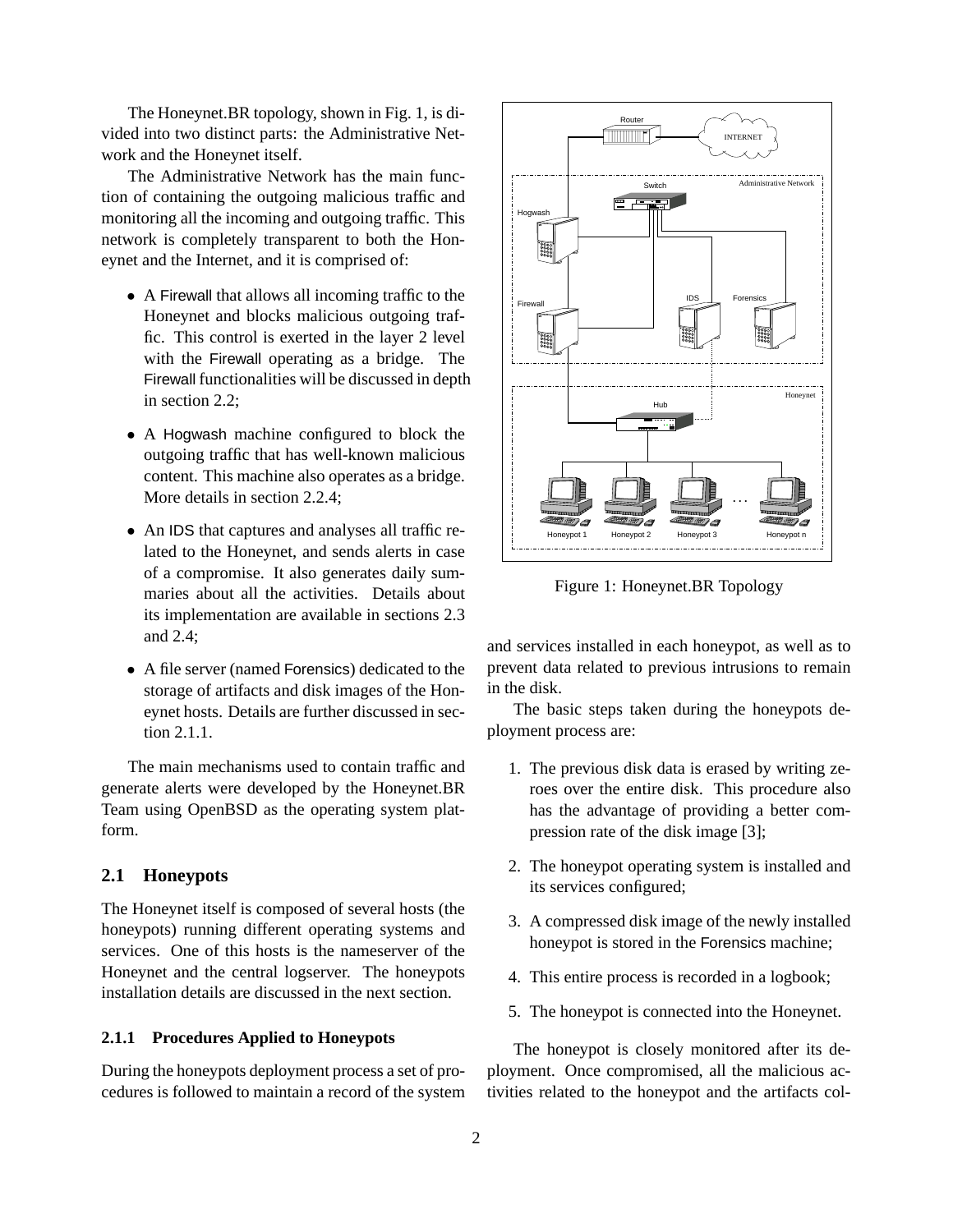The Honeynet.BR topology, shown in Fig. 1, is divided into two distinct parts: the Administrative Network and the Honeynet itself.

The Administrative Network has the main function of containing the outgoing malicious traffic and monitoring all the incoming and outgoing traffic. This network is completely transparent to both the Honeynet and the Internet, and it is comprised of:

- A Firewall that allows all incoming traffic to the Honeynet and blocks malicious outgoing traffic. This control is exerted in the layer 2 level with the Firewall operating as a bridge. The Firewall functionalities will be discussed in depth in section 2.2;
- A Hogwash machine configured to block the outgoing traffic that has well-known malicious content. This machine also operates as a bridge. More details in section 2.2.4;
- An IDS that captures and analyses all traffic related to the Honeynet, and sends alerts in case of a compromise. It also generates daily summaries about all the activities. Details about its implementation are available in sections 2.3 and 2.4;
- A file server (named Forensics) dedicated to the storage of artifacts and disk images of the Honeynet hosts. Details are further discussed in section 2.1.1.

The main mechanisms used to contain traffic and generate alerts were developed by the Honeynet.BR Team using OpenBSD as the operating system platform.

Figure 1: Honeynet.BR Topology

## 2.1 Honeypots

The Honeynet itself is composed of several hosts (the honeypots) running different operating systems and services. One of this hosts is the nameserver of the Honeynet and the central logserver. The honeypots installation details are discussed in the next section.

### 2.1.1 Procedures Applied to Honeypots

During the honeypots deployment process a set of procedures is followed to maintain a record of the system and services installed in each honeypot, as well as to prevent data related to previous intrusions to remain in the disk.

The basic steps taken during the honeypots deployment process are:

1. The previous disk data is erased by writing zeroes over the entire disk. This procedure also has the advantage of providing a better compression rate of the disk image [3];
2. The honeypot operating system is installed and its services configured;
3. A compressed disk image of the newly installed honeypot is stored in the Forensics machine;
4. This entire process is recorded in a logbook;
5. The honeypot is connected into the Honeynet.

The honeypot is closely monitored after its deployment. Once compromised, all the malicious activities related to the honeypot and the artifacts col-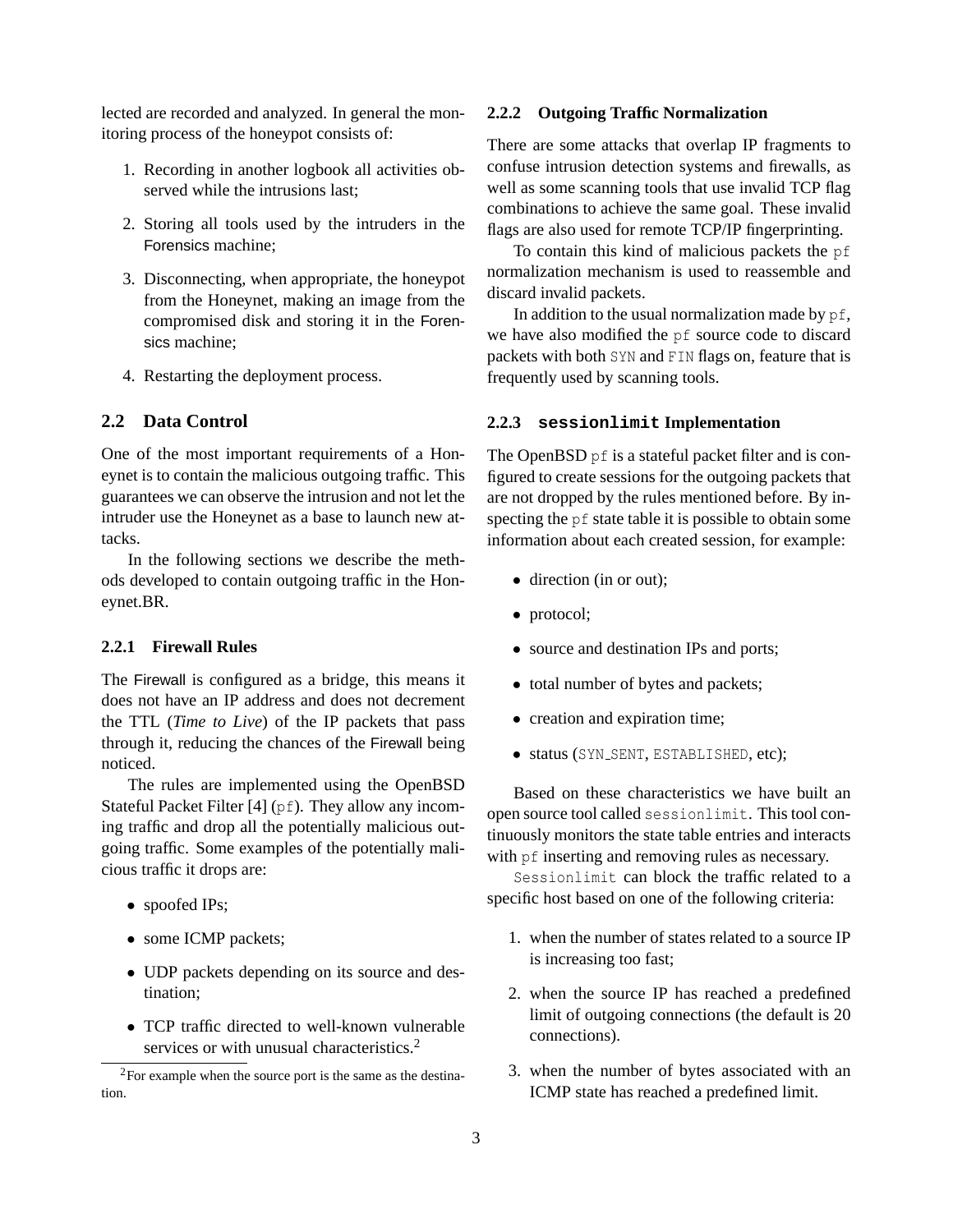lected are recorded and analyzed. In general the monitoring process of the honeypot consists of:

1. Recording in another logbook all activities observed while the intrusions last;
2. Storing all tools used by the intruders in the Forensics machine;
3. Disconnecting, when appropriate, the honeypot from the Honeynet, making an image from the compromised disk and storing it in the Forensics machine;
4. Restarting the deployment process.

## 2.2 Data Control

One of the most important requirements of a Honeynet is to contain the malicious outgoing traffic. This guarantees we can observe the intrusion and not let the intruder use the Honeynet as a base to launch new attacks.

In the following sections we describe the methods developed to contain outgoing traffic in the Honeynet.BR.

### 2.2.1 Firewall Rules

The Firewall is configured as a bridge, this means it does not have an IP address and does not decrement the TTL (*Time to Live*) of the IP packets that pass through it, reducing the chances of the Firewall being noticed.

The rules are implemented using the OpenBSD Stateful Packet Filter [4] (`pf`). They allow any incoming traffic and drop all the potentially malicious outgoing traffic. Some examples of the potentially malicious traffic it drops are:

- spoofed IPs;
- some ICMP packets;
- UDP packets depending on its source and destination;
- TCP traffic directed to well-known vulnerable services or with unusual characteristics.[2]

[2] For example when the source port is the same as the destination.

### 2.2.2 Outgoing Traffic Normalization

There are some attacks that overlap IP fragments to confuse intrusion detection systems and firewalls, as well as some scanning tools that use invalid TCP flag combinations to achieve the same goal. These invalid flags are also used for remote TCP/IP fingerprinting.

To contain this kind of malicious packets the `pf` normalization mechanism is used to reassemble and discard invalid packets.

In addition to the usual normalization made by `pf`, we have also modified the `pf` source code to discard packets with both `SYN` and `FIN` flags on, feature that is frequently used by scanning tools.

### 2.2.3 `sessionlimit` Implementation

The OpenBSD `pf` is a stateful packet filter and is configured to create sessions for the outgoing packets that are not dropped by the rules mentioned before. By inspecting the `pf` state table it is possible to obtain some information about each created session, for example:

- direction (in or out);
- protocol;
- source and destination IPs and ports;
- total number of bytes and packets;
- creation and expiration time;
- status (`SYN_SENT`, `ESTABLISHED`, etc);

Based on these characteristics we have built an open source tool called `sessionlimit`. This tool continuously monitors the state table entries and interacts with `pf` inserting and removing rules as necessary.

`Sessionlimit` can block the traffic related to a specific host based on one of the following criteria:

1. when the number of states related to a source IP is increasing too fast;
2. when the source IP has reached a predefined limit of outgoing connections (the default is 20 connections).
3. when the number of bytes associated with an ICMP state has reached a predefined limit.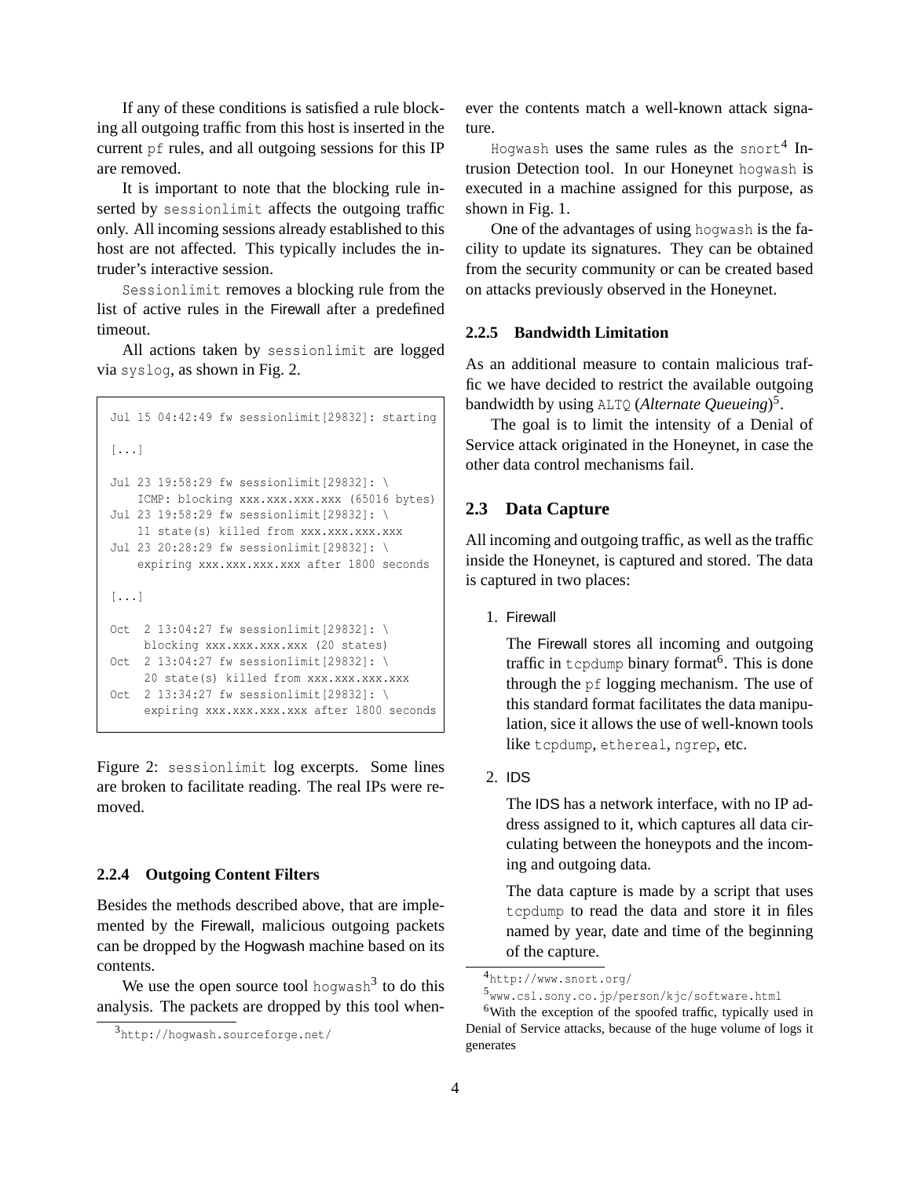If any of these conditions is satisfied a rule blocking all outgoing traffic from this host is inserted in the current `pf` rules, and all outgoing sessions for this IP are removed.

It is important to note that the blocking rule inserted by `sessionlimit` affects the outgoing traffic only. All incoming sessions already established to this host are not affected. This typically includes the intruder's interactive session.

`Sessionlimit` removes a blocking rule from the list of active rules in the Firewall after a predefined timeout.

All actions taken by `sessionlimit` are logged via `syslog`, as shown in Fig. 2.

```
Jul 15 04:42:49 fw sessionlimit[29832]: starting

[...]

Jul 23 19:58:29 fw sessionlimit[29832]: \
    ICMP: blocking xxx.xxx.xxx.xxx (65016 bytes)
Jul 23 19:58:29 fw sessionlimit[29832]: \
    11 state(s) killed from xxx.xxx.xxx.xxx
Jul 23 20:28:29 fw sessionlimit[29832]: \
    expiring xxx.xxx.xxx.xxx after 1800 seconds

[...]

Oct  2 13:04:27 fw sessionlimit[29832]: \
     blocking xxx.xxx.xxx.xxx (20 states)
Oct  2 13:04:27 fw sessionlimit[29832]: \
     20 state(s) killed from xxx.xxx.xxx.xxx
Oct  2 13:34:27 fw sessionlimit[29832]: \
     expiring xxx.xxx.xxx.xxx after 1800 seconds
```

Figure 2: `sessionlimit` log excerpts. Some lines are broken to facilitate reading. The real IPs were removed.

### 2.2.4 Outgoing Content Filters

Besides the methods described above, that are implemented by the Firewall, malicious outgoing packets can be dropped by the Hogwash machine based on its contents.

We use the open source tool `hogwash`[3] to do this analysis. The packets are dropped by this tool whenever the contents match a well-known attack signature.

`Hogwash` uses the same rules as the `snort`[4] Intrusion Detection tool. In our Honeynet `hogwash` is executed in a machine assigned for this purpose, as shown in Fig. 1.

One of the advantages of using `hogwash` is the facility to update its signatures. They can be obtained from the security community or can be created based on attacks previously observed in the Honeynet.

### 2.2.5 Bandwidth Limitation

As an additional measure to contain malicious traffic we have decided to restrict the available outgoing bandwidth by using `ALTQ` (*Alternate Queueing*)[5].

The goal is to limit the intensity of a Denial of Service attack originated in the Honeynet, in case the other data control mechanisms fail.

## 2.3 Data Capture

All incoming and outgoing traffic, as well as the traffic inside the Honeynet, is captured and stored. The data is captured in two places:

1. Firewall

   The Firewall stores all incoming and outgoing traffic in `tcpdump` binary format[6]. This is done through the `pf` logging mechanism. The use of this standard format facilitates the data manipulation, sice it allows the use of well-known tools like `tcpdump`, `ethereal`, `ngrep`, etc.

2. IDS

   The IDS has a network interface, with no IP address assigned to it, which captures all data circulating between the honeypots and the incoming and outgoing data.

   The data capture is made by a script that uses `tcpdump` to read the data and store it in files named by year, date and time of the beginning of the capture.

---

[3] http://hogwash.sourceforge.net/

[4] http://www.snort.org/

[5] www.csl.sony.co.jp/person/kjc/software.html

[6] With the exception of the spoofed traffic, typically used in Denial of Service attacks, because of the huge volume of logs it generates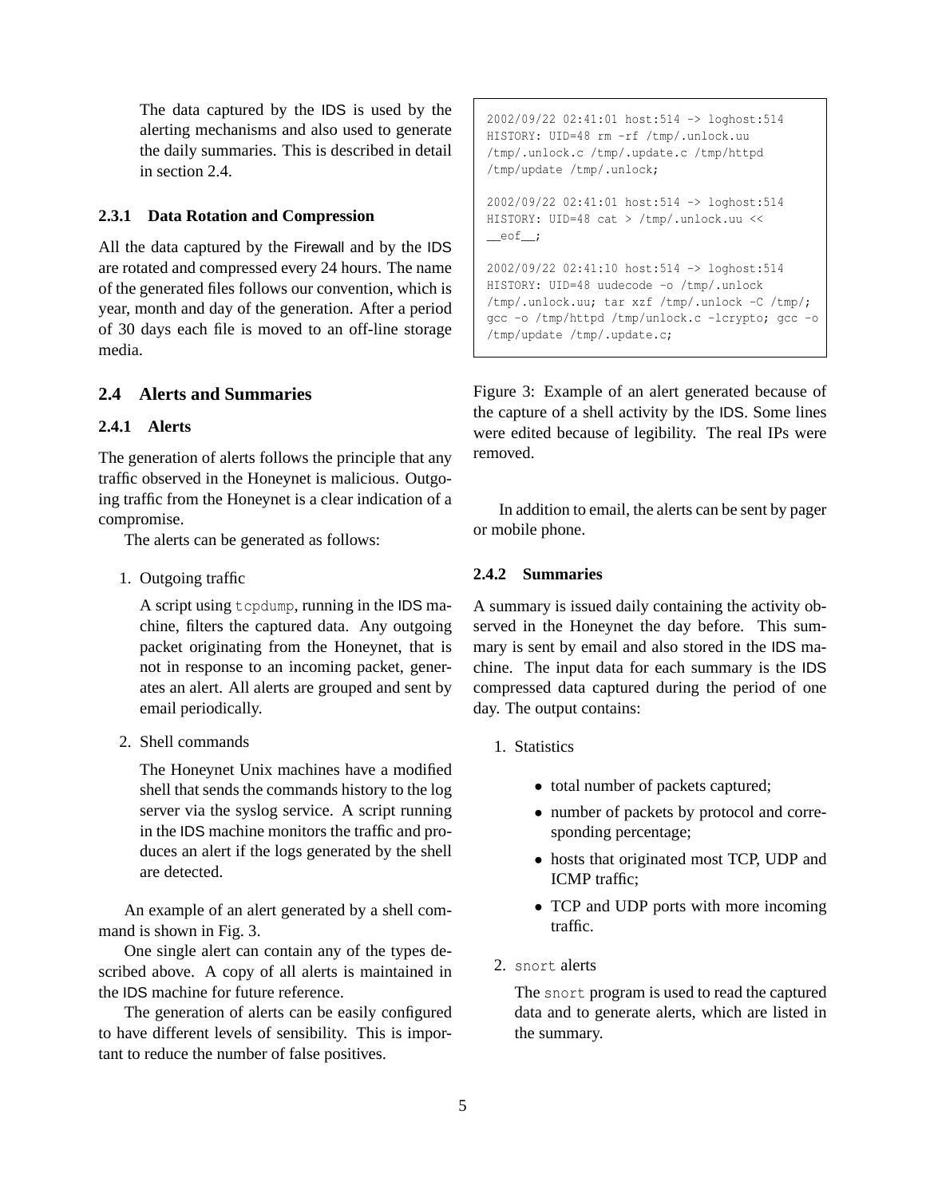The data captured by the IDS is used by the alerting mechanisms and also used to generate the daily summaries. This is described in detail in section 2.4.

### 2.3.1 Data Rotation and Compression

All the data captured by the Firewall and by the IDS are rotated and compressed every 24 hours. The name of the generated files follows our convention, which is year, month and day of the generation. After a period of 30 days each file is moved to an off-line storage media.

## 2.4 Alerts and Summaries

### 2.4.1 Alerts

The generation of alerts follows the principle that any traffic observed in the Honeynet is malicious. Outgoing traffic from the Honeynet is a clear indication of a compromise.

The alerts can be generated as follows:

1. Outgoing traffic

   A script using `tcpdump`, running in the IDS machine, filters the captured data. Any outgoing packet originating from the Honeynet, that is not in response to an incoming packet, generates an alert. All alerts are grouped and sent by email periodically.

2. Shell commands

   The Honeynet Unix machines have a modified shell that sends the commands history to the log server via the syslog service. A script running in the IDS machine monitors the traffic and produces an alert if the logs generated by the shell are detected.

An example of an alert generated by a shell command is shown in Fig. 3.

One single alert can contain any of the types described above. A copy of all alerts is maintained in the IDS machine for future reference.

The generation of alerts can be easily configured to have different levels of sensibility. This is important to reduce the number of false positives.

```
2002/09/22 02:41:01 host:514 -> loghost:514
HISTORY: UID=48 rm -rf /tmp/.unlock.uu
/tmp/.unlock.c /tmp/.update.c /tmp/httpd
/tmp/update /tmp/.unlock;

2002/09/22 02:41:01 host:514 -> loghost:514
HISTORY: UID=48 cat > /tmp/.unlock.uu <<
__eof__;

2002/09/22 02:41:10 host:514 -> loghost:514
HISTORY: UID=48 uudecode -o /tmp/.unlock
/tmp/.unlock.uu; tar xzf /tmp/.unlock -C /tmp/;
gcc -o /tmp/httpd /tmp/unlock.c -lcrypto; gcc -o
/tmp/update /tmp/.update.c;
```

Figure 3: Example of an alert generated because of the capture of a shell activity by the IDS. Some lines were edited because of legibility. The real IPs were removed.

In addition to email, the alerts can be sent by pager or mobile phone.

### 2.4.2 Summaries

A summary is issued daily containing the activity observed in the Honeynet the day before. This summary is sent by email and also stored in the IDS machine. The input data for each summary is the IDS compressed data captured during the period of one day. The output contains:

1. Statistics

   - total number of packets captured;
   - number of packets by protocol and corresponding percentage;
   - hosts that originated most TCP, UDP and ICMP traffic;
   - TCP and UDP ports with more incoming traffic.

2. `snort` alerts

   The `snort` program is used to read the captured data and to generate alerts, which are listed in the summary.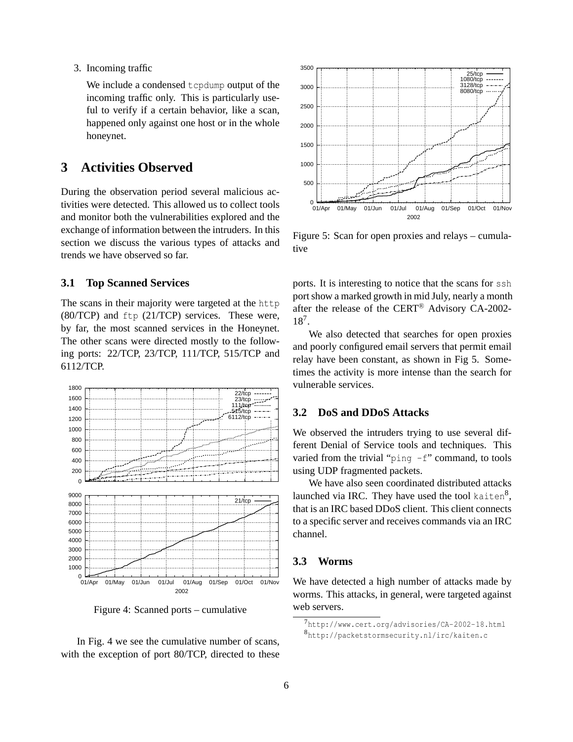3. Incoming traffic

   We include a condensed `tcpdump` output of the incoming traffic only. This is particularly useful to verify if a certain behavior, like a scan, happened only against one host or in the whole honeynet.

# 3 Activities Observed

During the observation period several malicious activities were detected. This allowed us to collect tools and monitor both the vulnerabilities explored and the exchange of information between the intruders. In this section we discuss the various types of attacks and trends we have observed so far.

## 3.1 Top Scanned Services

The scans in their majority were targeted at the `http` (80/TCP) and `ftp` (21/TCP) services. These were, by far, the most scanned services in the Honeynet. The other scans were directed mostly to the following ports: 22/TCP, 23/TCP, 111/TCP, 515/TCP and 6112/TCP.

Figure 4: Scanned ports – cumulative

In Fig. 4 we see the cumulative number of scans, with the exception of port 80/TCP, directed to these ports. It is interesting to notice that the scans for `ssh` port show a marked growth in mid July, nearly a month after the release of the CERT® Advisory CA-2002-18[7].

We also detected that searches for open proxies and poorly configured email servers that permit email relay have been constant, as shown in Fig 5. Sometimes the activity is more intense than the search for vulnerable services.

Figure 5: Scan for open proxies and relays – cumulative

## 3.2 DoS and DDoS Attacks

We observed the intruders trying to use several different Denial of Service tools and techniques. This varied from the trivial "`ping -f`" command, to tools using UDP fragmented packets.

We have also seen coordinated distributed attacks launched via IRC. They have used the tool `kaiten`[8], that is an IRC based DDoS client. This client connects to a specific server and receives commands via an IRC channel.

## 3.3 Worms

We have detected a high number of attacks made by worms. This attacks, in general, were targeted against web servers.

[7] `http://www.cert.org/advisories/CA-2002-18.html`

[8] `http://packetstormsecurity.nl/irc/kaiten.c`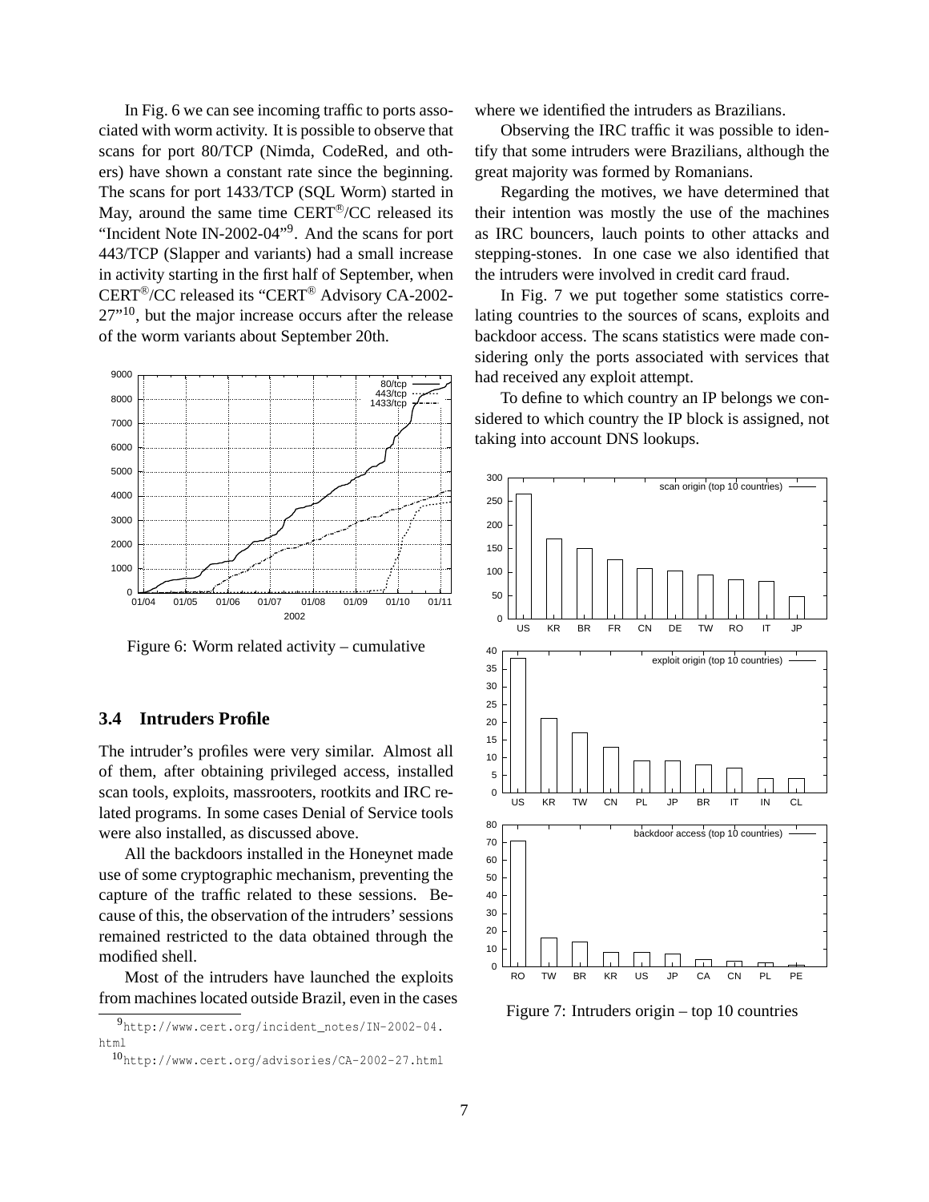In Fig. 6 we can see incoming traffic to ports associated with worm activity. It is possible to observe that scans for port 80/TCP (Nimda, CodeRed, and others) have shown a constant rate since the beginning. The scans for port 1433/TCP (SQL Worm) started in May, around the same time CERT®/CC released its "Incident Note IN-2002-04"[9]. And the scans for port 443/TCP (Slapper and variants) had a small increase in activity starting in the first half of September, when CERT®/CC released its "CERT® Advisory CA-2002-27"[10], but the major increase occurs after the release of the worm variants about September 20th.

Figure 6: Worm related activity – cumulative

### 3.4 Intruders Profile

The intruder's profiles were very similar. Almost all of them, after obtaining privileged access, installed scan tools, exploits, massrooters, rootkits and IRC related programs. In some cases Denial of Service tools were also installed, as discussed above.

All the backdoors installed in the Honeynet made use of some cryptographic mechanism, preventing the capture of the traffic related to these sessions. Because of this, the observation of the intruders' sessions remained restricted to the data obtained through the modified shell.

Most of the intruders have launched the exploits from machines located outside Brazil, even in the cases where we identified the intruders as Brazilians.

Observing the IRC traffic it was possible to identify that some intruders were Brazilians, although the great majority was formed by Romanians.

Regarding the motives, we have determined that their intention was mostly the use of the machines as IRC bouncers, lauch points to other attacks and stepping-stones. In one case we also identified that the intruders were involved in credit card fraud.

In Fig. 7 we put together some statistics correlating countries to the sources of scans, exploits and backdoor access. The scans statistics were made considering only the ports associated with services that had received any exploit attempt.

To define to which country an IP belongs we considered to which country the IP block is assigned, not taking into account DNS lookups.

Figure 7: Intruders origin – top 10 countries

[9] http://www.cert.org/incident_notes/IN-2002-04.html

[10] http://www.cert.org/advisories/CA-2002-27.html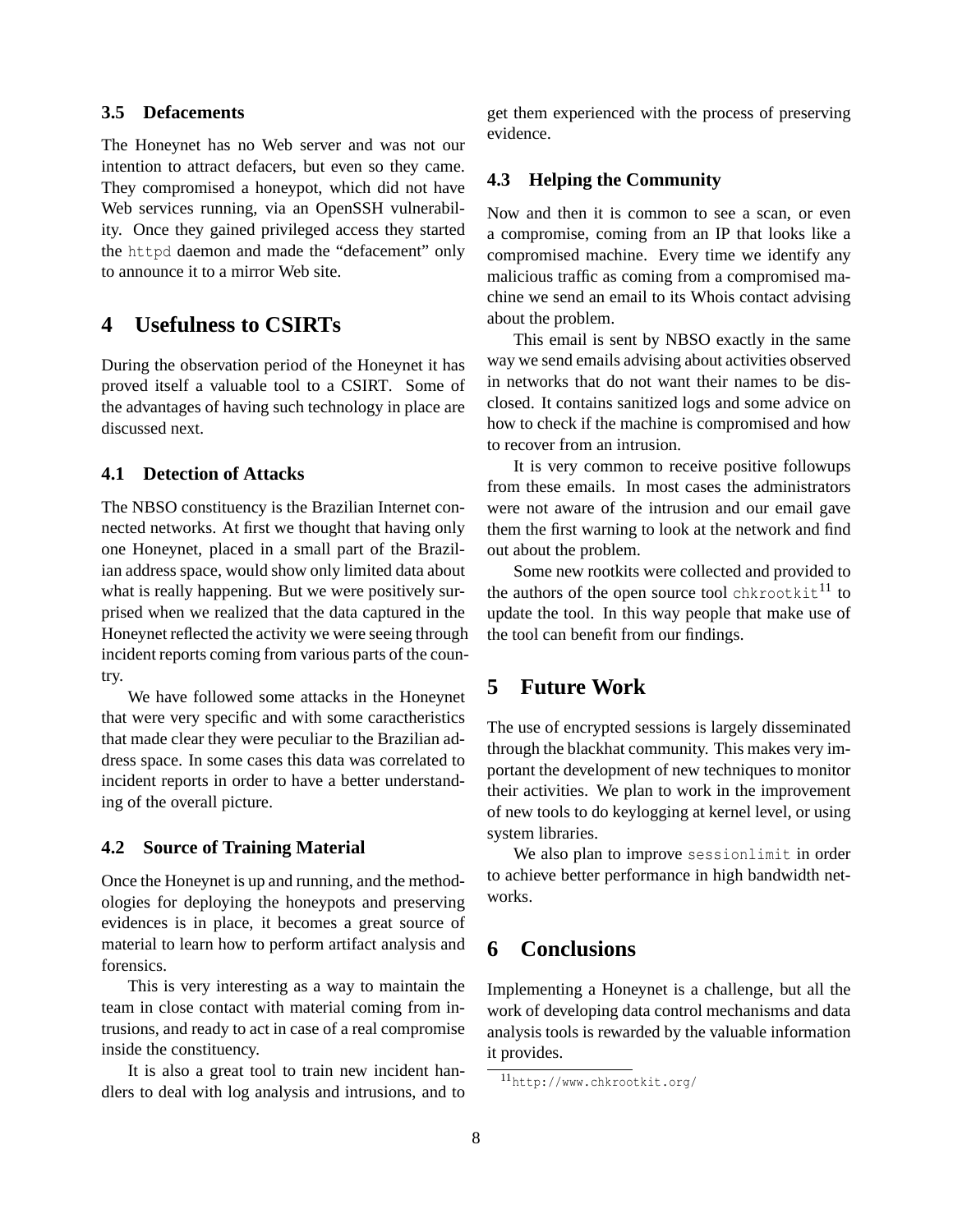### 3.5 Defacements

The Honeynet has no Web server and was not our intention to attract defacers, but even so they came. They compromised a honeypot, which did not have Web services running, via an OpenSSH vulnerability. Once they gained privileged access they started the `httpd` daemon and made the "defacement" only to announce it to a mirror Web site.

## 4 Usefulness to CSIRTs

During the observation period of the Honeynet it has proved itself a valuable tool to a CSIRT. Some of the advantages of having such technology in place are discussed next.

### 4.1 Detection of Attacks

The NBSO constituency is the Brazilian Internet connected networks. At first we thought that having only one Honeynet, placed in a small part of the Brazilian address space, would show only limited data about what is really happening. But we were positively surprised when we realized that the data captured in the Honeynet reflected the activity we were seeing through incident reports coming from various parts of the country.

We have followed some attacks in the Honeynet that were very specific and with some caractheristics that made clear they were peculiar to the Brazilian address space. In some cases this data was correlated to incident reports in order to have a better understanding of the overall picture.

### 4.2 Source of Training Material

Once the Honeynet is up and running, and the methodologies for deploying the honeypots and preserving evidences is in place, it becomes a great source of material to learn how to perform artifact analysis and forensics.

This is very interesting as a way to maintain the team in close contact with material coming from intrusions, and ready to act in case of a real compromise inside the constituency.

It is also a great tool to train new incident handlers to deal with log analysis and intrusions, and to get them experienced with the process of preserving evidence.

### 4.3 Helping the Community

Now and then it is common to see a scan, or even a compromise, coming from an IP that looks like a compromised machine. Every time we identify any malicious traffic as coming from a compromised machine we send an email to its Whois contact advising about the problem.

This email is sent by NBSO exactly in the same way we send emails advising about activities observed in networks that do not want their names to be disclosed. It contains sanitized logs and some advice on how to check if the machine is compromised and how to recover from an intrusion.

It is very common to receive positive followups from these emails. In most cases the administrators were not aware of the intrusion and our email gave them the first warning to look at the network and find out about the problem.

Some new rootkits were collected and provided to the authors of the open source tool `chkrootkit`[11] to update the tool. In this way people that make use of the tool can benefit from our findings.

## 5 Future Work

The use of encrypted sessions is largely disseminated through the blackhat community. This makes very important the development of new techniques to monitor their activities. We plan to work in the improvement of new tools to do keylogging at kernel level, or using system libraries.

We also plan to improve `sessionlimit` in order to achieve better performance in high bandwidth networks.

## 6 Conclusions

Implementing a Honeynet is a challenge, but all the work of developing data control mechanisms and data analysis tools is rewarded by the valuable information it provides.

[11] http://www.chkrootkit.org/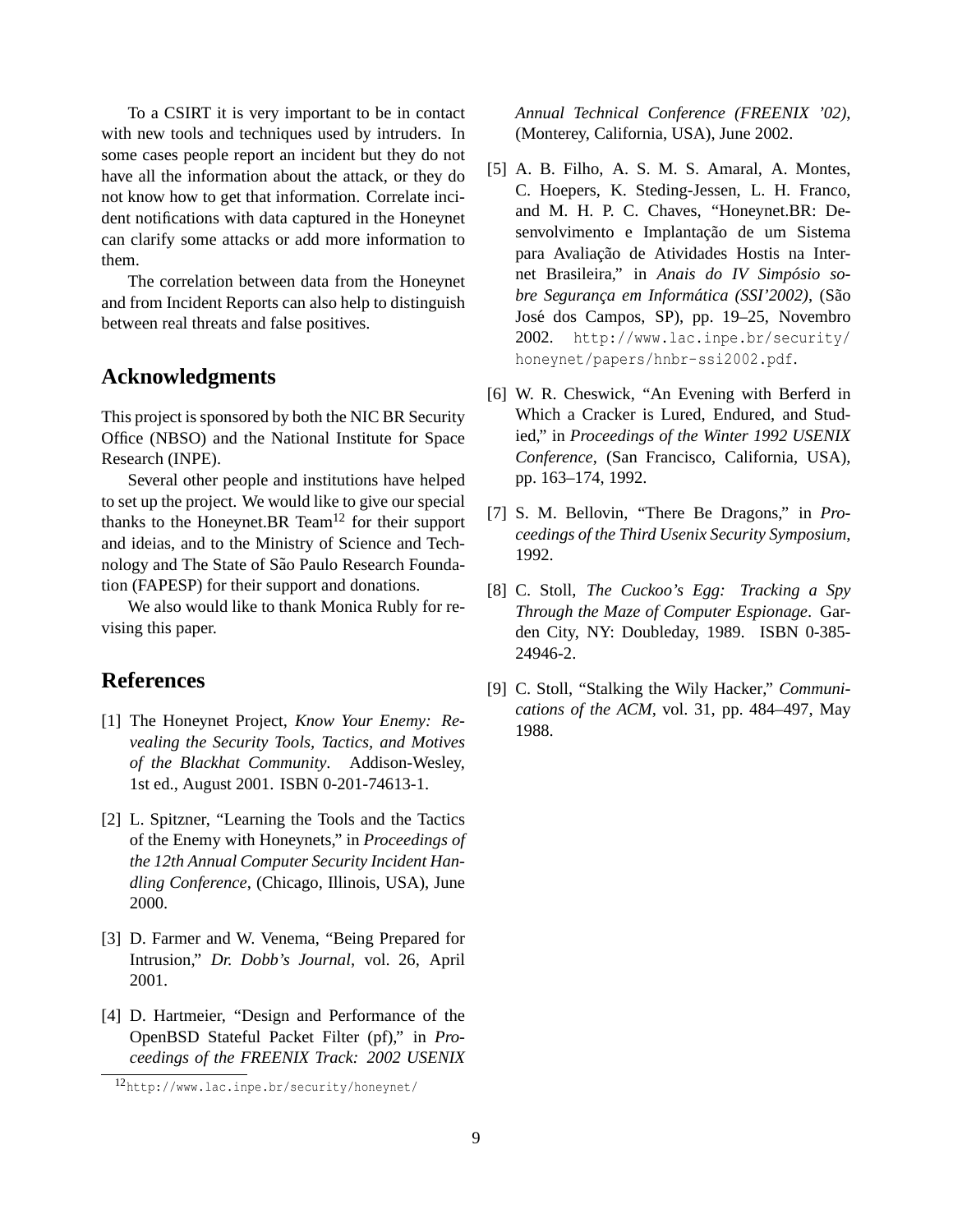To a CSIRT it is very important to be in contact with new tools and techniques used by intruders. In some cases people report an incident but they do not have all the information about the attack, or they do not know how to get that information. Correlate incident notifications with data captured in the Honeynet can clarify some attacks or add more information to them.

The correlation between data from the Honeynet and from Incident Reports can also help to distinguish between real threats and false positives.

## Acknowledgments

This project is sponsored by both the NIC BR Security Office (NBSO) and the National Institute for Space Research (INPE).

Several other people and institutions have helped to set up the project. We would like to give our special thanks to the Honeynet.BR Team[12] for their support and ideias, and to the Ministry of Science and Technology and The State of São Paulo Research Foundation (FAPESP) for their support and donations.

We also would like to thank Monica Rubly for revising this paper.

## References

[1] The Honeynet Project, *Know Your Enemy: Revealing the Security Tools, Tactics, and Motives of the Blackhat Community*. Addison-Wesley, 1st ed., August 2001. ISBN 0-201-74613-1.

[2] L. Spitzner, "Learning the Tools and the Tactics of the Enemy with Honeynets," in *Proceedings of the 12th Annual Computer Security Incident Handling Conference*, (Chicago, Illinois, USA), June 2000.

[3] D. Farmer and W. Venema, "Being Prepared for Intrusion," *Dr. Dobb's Journal*, vol. 26, April 2001.

[4] D. Hartmeier, "Design and Performance of the OpenBSD Stateful Packet Filter (pf)," in *Proceedings of the FREENIX Track: 2002 USENIX Annual Technical Conference (FREENIX '02)*, (Monterey, California, USA), June 2002.

[5] A. B. Filho, A. S. M. S. Amaral, A. Montes, C. Hoepers, K. Steding-Jessen, L. H. Franco, and M. H. P. C. Chaves, "Honeynet.BR: Desenvolvimento e Implantação de um Sistema para Avaliação de Atividades Hostis na Internet Brasileira," in *Anais do IV Simpósio sobre Segurança em Informática (SSI'2002)*, (São José dos Campos, SP), pp. 19–25, Novembro 2002. http://www.lac.inpe.br/security/honeynet/papers/hnbr-ssi2002.pdf.

[6] W. R. Cheswick, "An Evening with Berferd in Which a Cracker is Lured, Endured, and Studied," in *Proceedings of the Winter 1992 USENIX Conference*, (San Francisco, California, USA), pp. 163–174, 1992.

[7] S. M. Bellovin, "There Be Dragons," in *Proceedings of the Third Usenix Security Symposium*, 1992.

[8] C. Stoll, *The Cuckoo's Egg: Tracking a Spy Through the Maze of Computer Espionage*. Garden City, NY: Doubleday, 1989. ISBN 0-385-24946-2.

[9] C. Stoll, "Stalking the Wily Hacker," *Communications of the ACM*, vol. 31, pp. 484–497, May 1988.

[12] http://www.lac.inpe.br/security/honeynet/